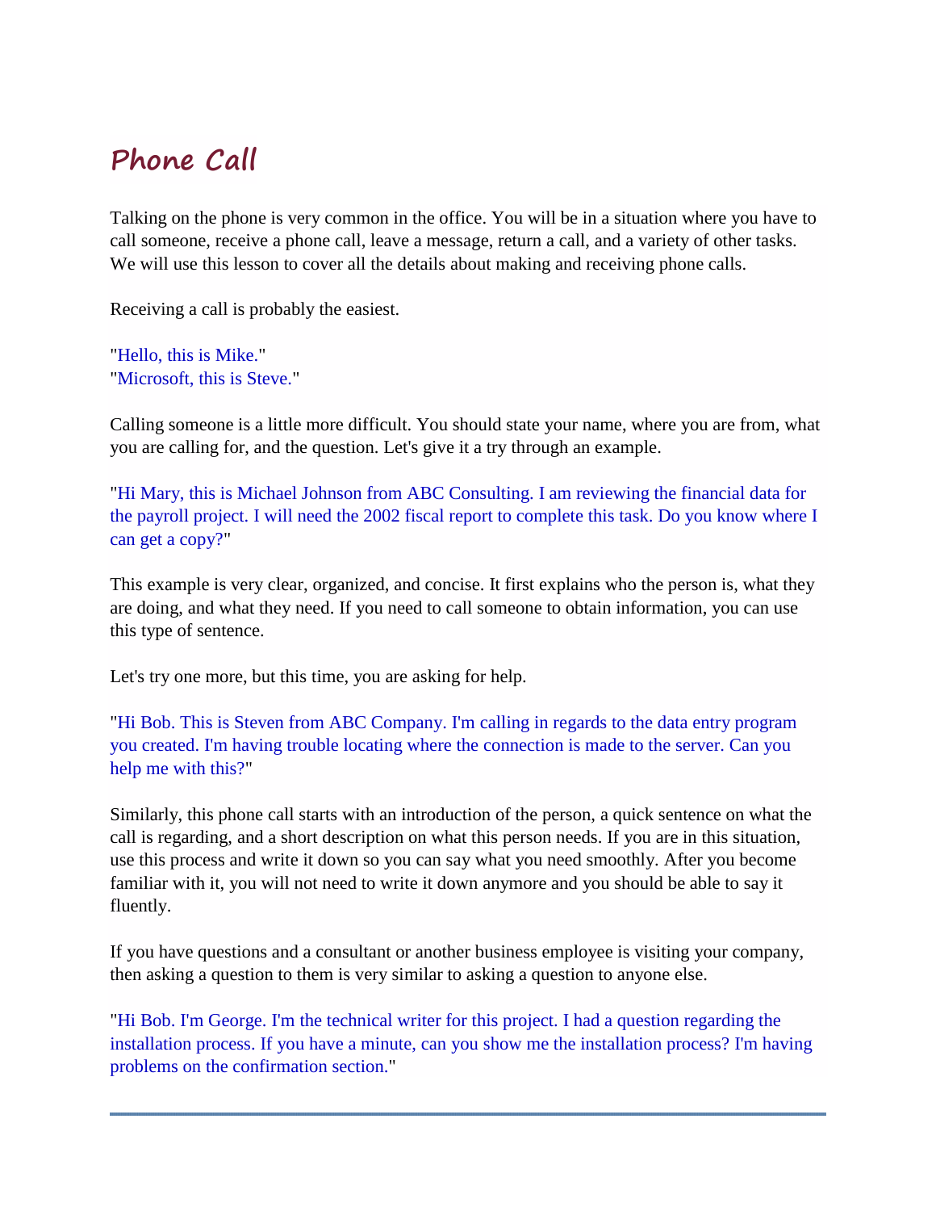# Phone Call

Talking on the phone is very common in the office. You will be in a situation where you have to call someone, receive a phone call, leave a message, return a call, and a variety of other tasks. We will use this lesson to cover all the details about making and receiving phone calls.

Receiving a call is probably the easiest.

"Hello, this is Mike."
"Microsoft, this is Steve."

Calling someone is a little more difficult. You should state your name, where you are from, what you are calling for, and the question. Let's give it a try through an example.

"Hi Mary, this is Michael Johnson from ABC Consulting. I am reviewing the financial data for the payroll project. I will need the 2002 fiscal report to complete this task. Do you know where I can get a copy?"

This example is very clear, organized, and concise. It first explains who the person is, what they are doing, and what they need. If you need to call someone to obtain information, you can use this type of sentence.

Let's try one more, but this time, you are asking for help.

"Hi Bob. This is Steven from ABC Company. I'm calling in regards to the data entry program you created. I'm having trouble locating where the connection is made to the server. Can you help me with this?"

Similarly, this phone call starts with an introduction of the person, a quick sentence on what the call is regarding, and a short description on what this person needs. If you are in this situation, use this process and write it down so you can say what you need smoothly. After you become familiar with it, you will not need to write it down anymore and you should be able to say it fluently.

If you have questions and a consultant or another business employee is visiting your company, then asking a question to them is very similar to asking a question to anyone else.

"Hi Bob. I'm George. I'm the technical writer for this project. I had a question regarding the installation process. If you have a minute, can you show me the installation process? I'm having problems on the confirmation section."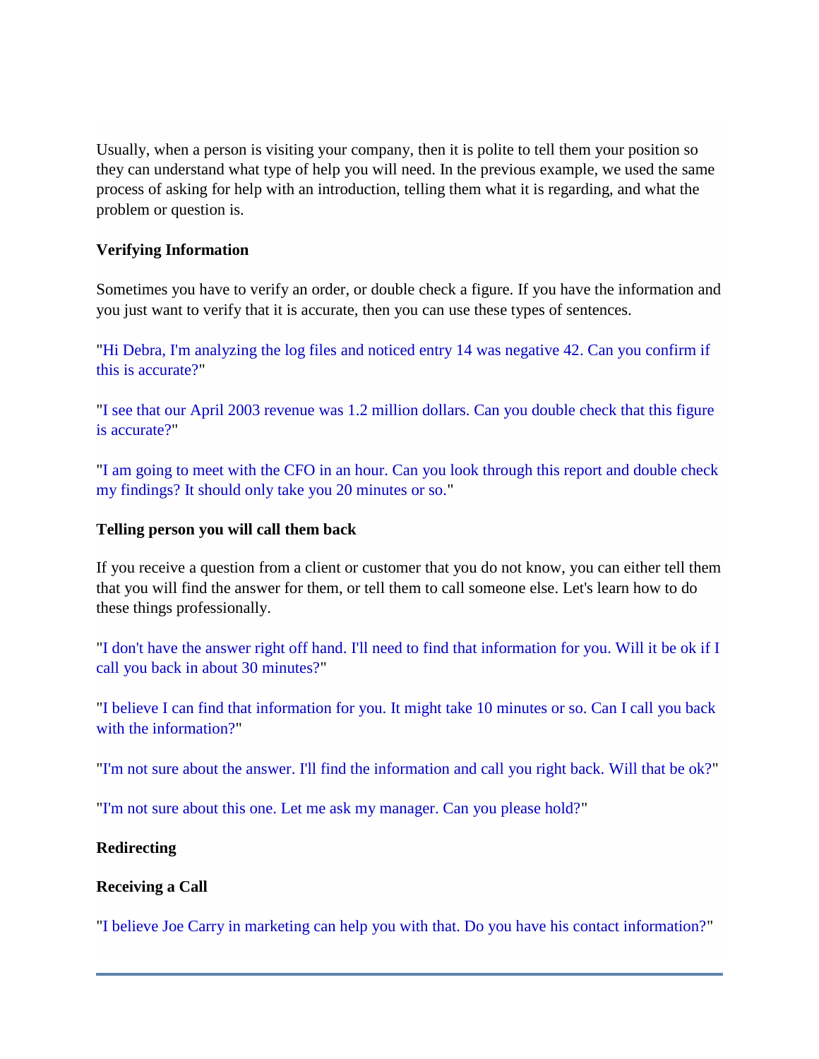Usually, when a person is visiting your company, then it is polite to tell them your position so they can understand what type of help you will need. In the previous example, we used the same process of asking for help with an introduction, telling them what it is regarding, and what the problem or question is.

**Verifying Information**

Sometimes you have to verify an order, or double check a figure. If you have the information and you just want to verify that it is accurate, then you can use these types of sentences.

"Hi Debra, I'm analyzing the log files and noticed entry 14 was negative 42. Can you confirm if this is accurate?"

"I see that our April 2003 revenue was 1.2 million dollars. Can you double check that this figure is accurate?"

"I am going to meet with the CFO in an hour. Can you look through this report and double check my findings? It should only take you 20 minutes or so."

**Telling person you will call them back**

If you receive a question from a client or customer that you do not know, you can either tell them that you will find the answer for them, or tell them to call someone else. Let's learn how to do these things professionally.

"I don't have the answer right off hand. I'll need to find that information for you. Will it be ok if I call you back in about 30 minutes?"

"I believe I can find that information for you. It might take 10 minutes or so. Can I call you back with the information?"

"I'm not sure about the answer. I'll find the information and call you right back. Will that be ok?"

"I'm not sure about this one. Let me ask my manager. Can you please hold?"

**Redirecting**

**Receiving a Call**

"I believe Joe Carry in marketing can help you with that. Do you have his contact information?"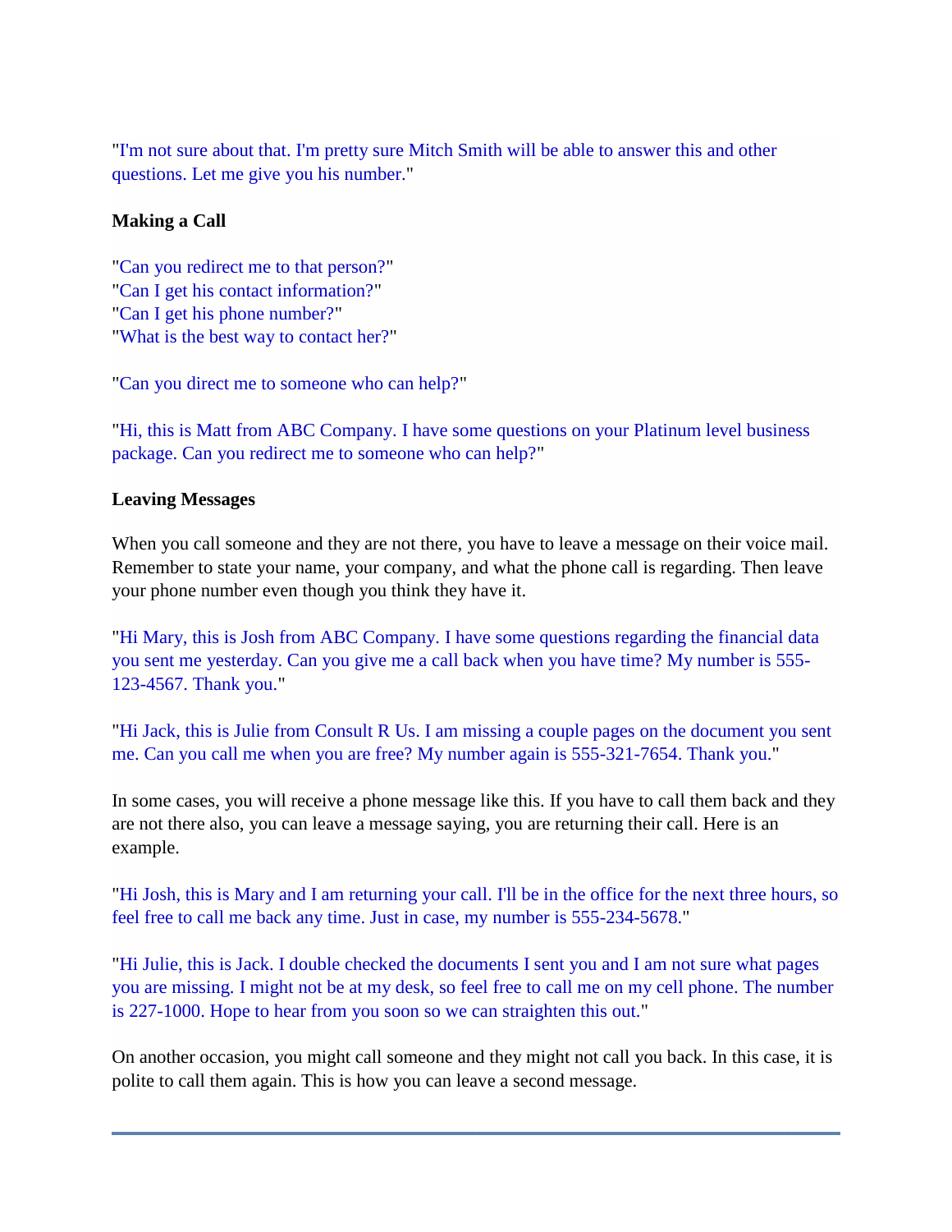"I'm not sure about that. I'm pretty sure Mitch Smith will be able to answer this and other questions. Let me give you his number."

**Making a Call**

"Can you redirect me to that person?"
"Can I get his contact information?"
"Can I get his phone number?"
"What is the best way to contact her?"

"Can you direct me to someone who can help?"

"Hi, this is Matt from ABC Company. I have some questions on your Platinum level business package. Can you redirect me to someone who can help?"

**Leaving Messages**

When you call someone and they are not there, you have to leave a message on their voice mail. Remember to state your name, your company, and what the phone call is regarding. Then leave your phone number even though you think they have it.

"Hi Mary, this is Josh from ABC Company. I have some questions regarding the financial data you sent me yesterday. Can you give me a call back when you have time? My number is 555-123-4567. Thank you."

"Hi Jack, this is Julie from Consult R Us. I am missing a couple pages on the document you sent me. Can you call me when you are free? My number again is 555-321-7654. Thank you."

In some cases, you will receive a phone message like this. If you have to call them back and they are not there also, you can leave a message saying, you are returning their call. Here is an example.

"Hi Josh, this is Mary and I am returning your call. I'll be in the office for the next three hours, so feel free to call me back any time. Just in case, my number is 555-234-5678."

"Hi Julie, this is Jack. I double checked the documents I sent you and I am not sure what pages you are missing. I might not be at my desk, so feel free to call me on my cell phone. The number is 227-1000. Hope to hear from you soon so we can straighten this out."

On another occasion, you might call someone and they might not call you back. In this case, it is polite to call them again. This is how you can leave a second message.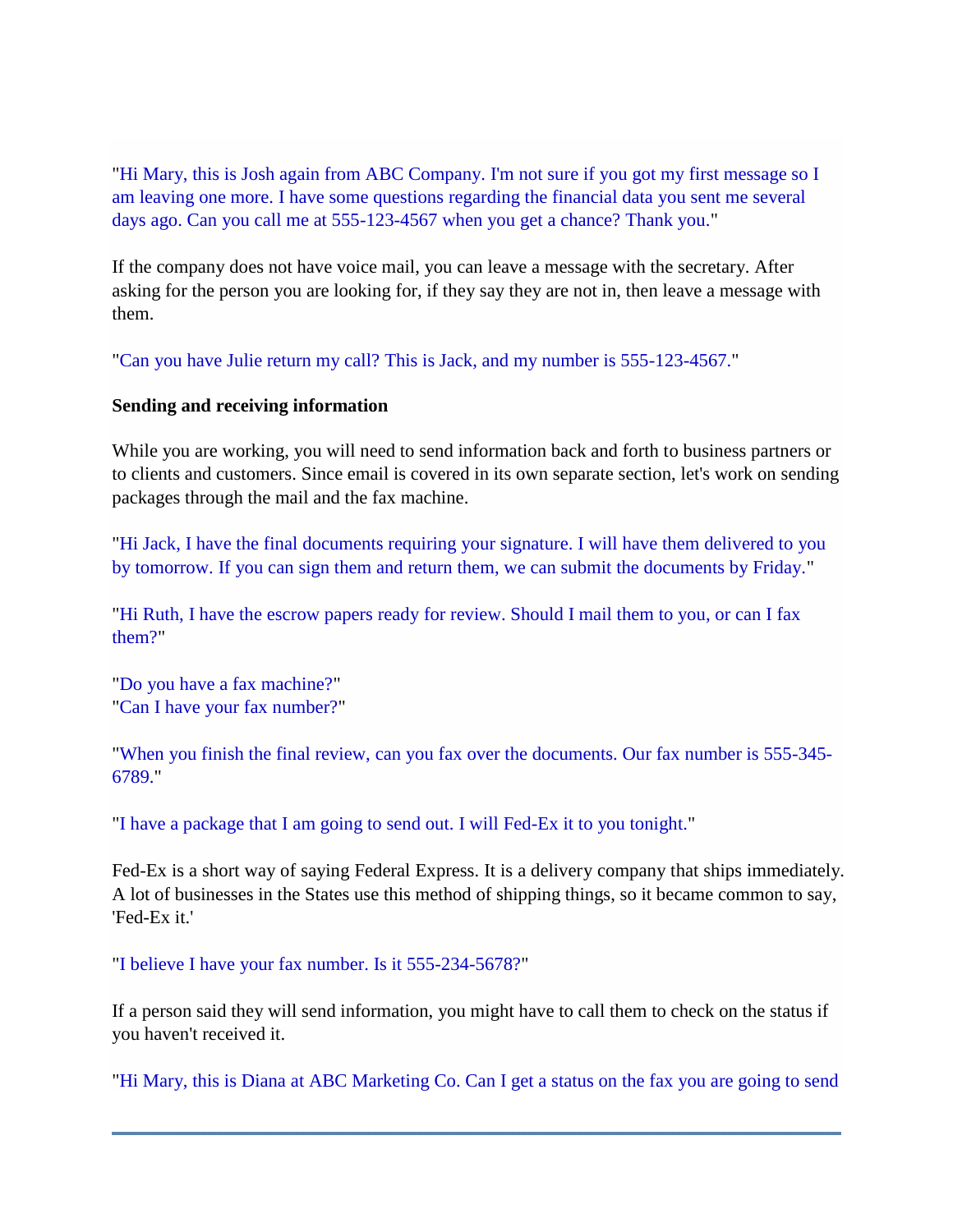"Hi Mary, this is Josh again from ABC Company. I'm not sure if you got my first message so I am leaving one more. I have some questions regarding the financial data you sent me several days ago. Can you call me at 555-123-4567 when you get a chance? Thank you."

If the company does not have voice mail, you can leave a message with the secretary. After asking for the person you are looking for, if they say they are not in, then leave a message with them.

"Can you have Julie return my call? This is Jack, and my number is 555-123-4567."

**Sending and receiving information**

While you are working, you will need to send information back and forth to business partners or to clients and customers. Since email is covered in its own separate section, let's work on sending packages through the mail and the fax machine.

"Hi Jack, I have the final documents requiring your signature. I will have them delivered to you by tomorrow. If you can sign them and return them, we can submit the documents by Friday."

"Hi Ruth, I have the escrow papers ready for review. Should I mail them to you, or can I fax them?"

"Do you have a fax machine?"
"Can I have your fax number?"

"When you finish the final review, can you fax over the documents. Our fax number is 555-345-6789."

"I have a package that I am going to send out. I will Fed-Ex it to you tonight."

Fed-Ex is a short way of saying Federal Express. It is a delivery company that ships immediately. A lot of businesses in the States use this method of shipping things, so it became common to say, 'Fed-Ex it.'

"I believe I have your fax number. Is it 555-234-5678?"

If a person said they will send information, you might have to call them to check on the status if you haven't received it.

"Hi Mary, this is Diana at ABC Marketing Co. Can I get a status on the fax you are going to send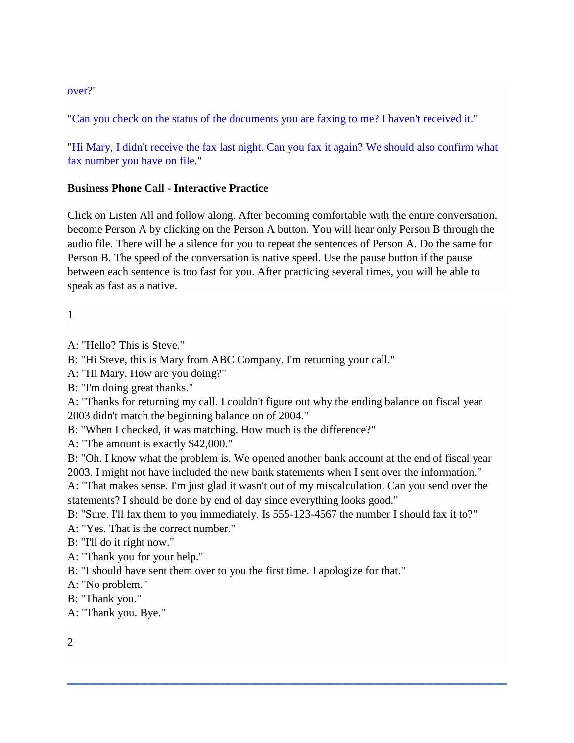over?"

"Can you check on the status of the documents you are faxing to me? I haven't received it."

"Hi Mary, I didn't receive the fax last night. Can you fax it again? We should also confirm what fax number you have on file."

**Business Phone Call - Interactive Practice**

Click on Listen All and follow along. After becoming comfortable with the entire conversation, become Person A by clicking on the Person A button. You will hear only Person B through the audio file. There will be a silence for you to repeat the sentences of Person A. Do the same for Person B. The speed of the conversation is native speed. Use the pause button if the pause between each sentence is too fast for you. After practicing several times, you will be able to speak as fast as a native.

1

A: "Hello? This is Steve."
B: "Hi Steve, this is Mary from ABC Company. I'm returning your call."
A: "Hi Mary. How are you doing?"
B: "I'm doing great thanks."
A: "Thanks for returning my call. I couldn't figure out why the ending balance on fiscal year 2003 didn't match the beginning balance on of 2004."
B: "When I checked, it was matching. How much is the difference?"
A: "The amount is exactly $42,000."
B: "Oh. I know what the problem is. We opened another bank account at the end of fiscal year 2003. I might not have included the new bank statements when I sent over the information."
A: "That makes sense. I'm just glad it wasn't out of my miscalculation. Can you send over the statements? I should be done by end of day since everything looks good."
B: "Sure. I'll fax them to you immediately. Is 555-123-4567 the number I should fax it to?"
A: "Yes. That is the correct number."
B: "I'll do it right now."
A: "Thank you for your help."
B: "I should have sent them over to you the first time. I apologize for that."
A: "No problem."
B: "Thank you."
A: "Thank you. Bye."

2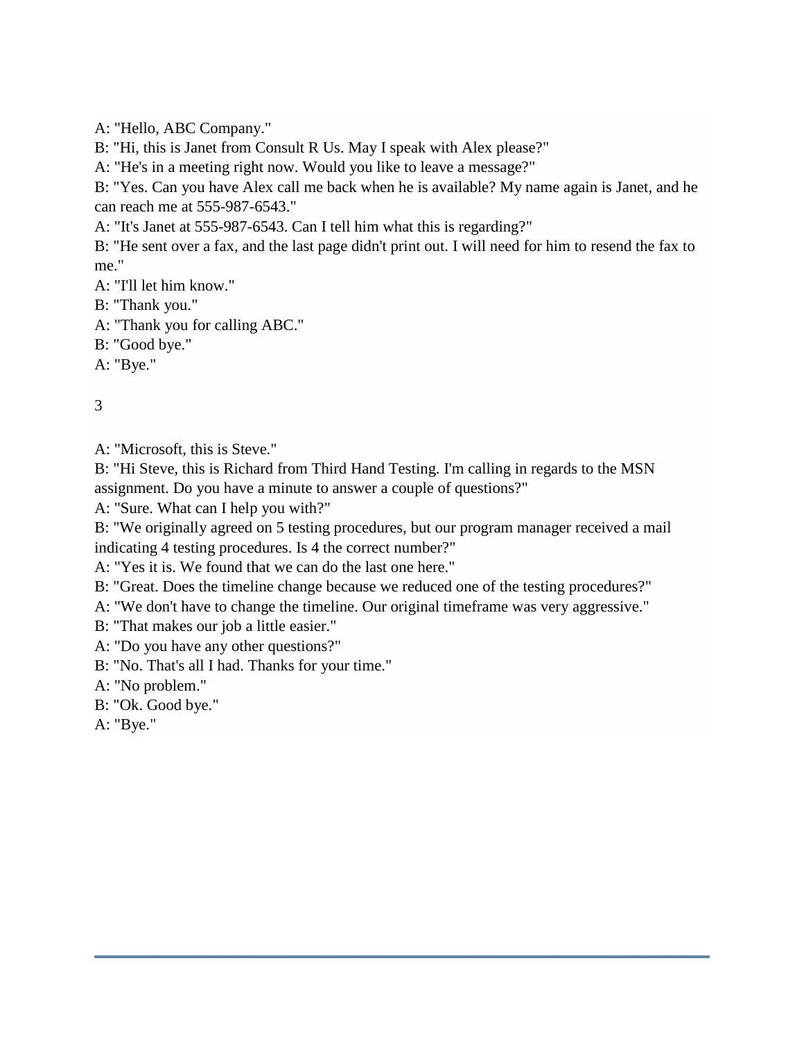A: "Hello, ABC Company."

B: "Hi, this is Janet from Consult R Us. May I speak with Alex please?"

A: "He's in a meeting right now. Would you like to leave a message?"

B: "Yes. Can you have Alex call me back when he is available? My name again is Janet, and he can reach me at 555-987-6543."

A: "It's Janet at 555-987-6543. Can I tell him what this is regarding?"

B: "He sent over a fax, and the last page didn't print out. I will need for him to resend the fax to me."

A: "I'll let him know."

B: "Thank you."

A: "Thank you for calling ABC."

B: "Good bye."

A: "Bye."

3

A: "Microsoft, this is Steve."

B: "Hi Steve, this is Richard from Third Hand Testing. I'm calling in regards to the MSN assignment. Do you have a minute to answer a couple of questions?"

A: "Sure. What can I help you with?"

B: "We originally agreed on 5 testing procedures, but our program manager received a mail indicating 4 testing procedures. Is 4 the correct number?"

A: "Yes it is. We found that we can do the last one here."

B: "Great. Does the timeline change because we reduced one of the testing procedures?"

A: "We don't have to change the timeline. Our original timeframe was very aggressive."

B: "That makes our job a little easier."

A: "Do you have any other questions?"

B: "No. That's all I had. Thanks for your time."

A: "No problem."

B: "Ok. Good bye."

A: "Bye."